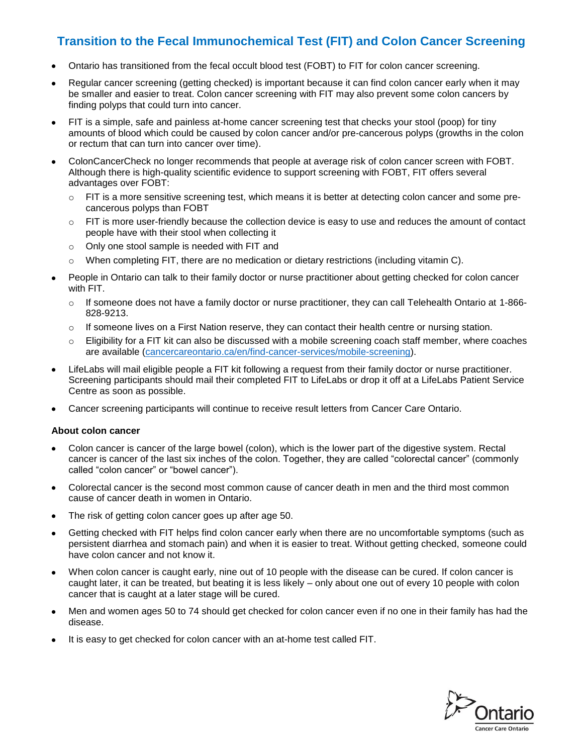# Transition to the Fecal Immunochemical Test (FIT) and Colon Cancer Screening

- Ontario has transitioned from the fecal occult blood test (FOBT) to FIT for colon cancer screening.
- Regular cancer screening (getting checked) is important because it can find colon cancer early when it may be smaller and easier to treat. Colon cancer screening with FIT may also prevent some colon cancers by finding polyps that could turn into cancer.
- FIT is a simple, safe and painless at-home cancer screening test that checks your stool (poop) for tiny amounts of blood which could be caused by colon cancer and/or pre-cancerous polyps (growths in the colon or rectum that can turn into cancer over time).
- ColonCancerCheck no longer recommends that people at average risk of colon cancer screen with FOBT. Although there is high-quality scientific evidence to support screening with FOBT, FIT offers several advantages over FOBT:
  - FIT is a more sensitive screening test, which means it is better at detecting colon cancer and some pre-cancerous polyps than FOBT
  - FIT is more user-friendly because the collection device is easy to use and reduces the amount of contact people have with their stool when collecting it
  - Only one stool sample is needed with FIT and
  - When completing FIT, there are no medication or dietary restrictions (including vitamin C).
- People in Ontario can talk to their family doctor or nurse practitioner about getting checked for colon cancer with FIT.
  - If someone does not have a family doctor or nurse practitioner, they can call Telehealth Ontario at 1-866-828-9213.
  - If someone lives on a First Nation reserve, they can contact their health centre or nursing station.
  - Eligibility for a FIT kit can also be discussed with a mobile screening coach staff member, where coaches are available (cancercareontario.ca/en/find-cancer-services/mobile-screening).
- LifeLabs will mail eligible people a FIT kit following a request from their family doctor or nurse practitioner. Screening participants should mail their completed FIT to LifeLabs or drop it off at a LifeLabs Patient Service Centre as soon as possible.
- Cancer screening participants will continue to receive result letters from Cancer Care Ontario.

**About colon cancer**

- Colon cancer is cancer of the large bowel (colon), which is the lower part of the digestive system. Rectal cancer is cancer of the last six inches of the colon. Together, they are called "colorectal cancer" (commonly called "colon cancer" or "bowel cancer").
- Colorectal cancer is the second most common cause of cancer death in men and the third most common cause of cancer death in women in Ontario.
- The risk of getting colon cancer goes up after age 50.
- Getting checked with FIT helps find colon cancer early when there are no uncomfortable symptoms (such as persistent diarrhea and stomach pain) and when it is easier to treat. Without getting checked, someone could have colon cancer and not know it.
- When colon cancer is caught early, nine out of 10 people with the disease can be cured. If colon cancer is caught later, it can be treated, but beating it is less likely – only about one out of every 10 people with colon cancer that is caught at a later stage will be cured.
- Men and women ages 50 to 74 should get checked for colon cancer even if no one in their family has had the disease.
- It is easy to get checked for colon cancer with an at-home test called FIT.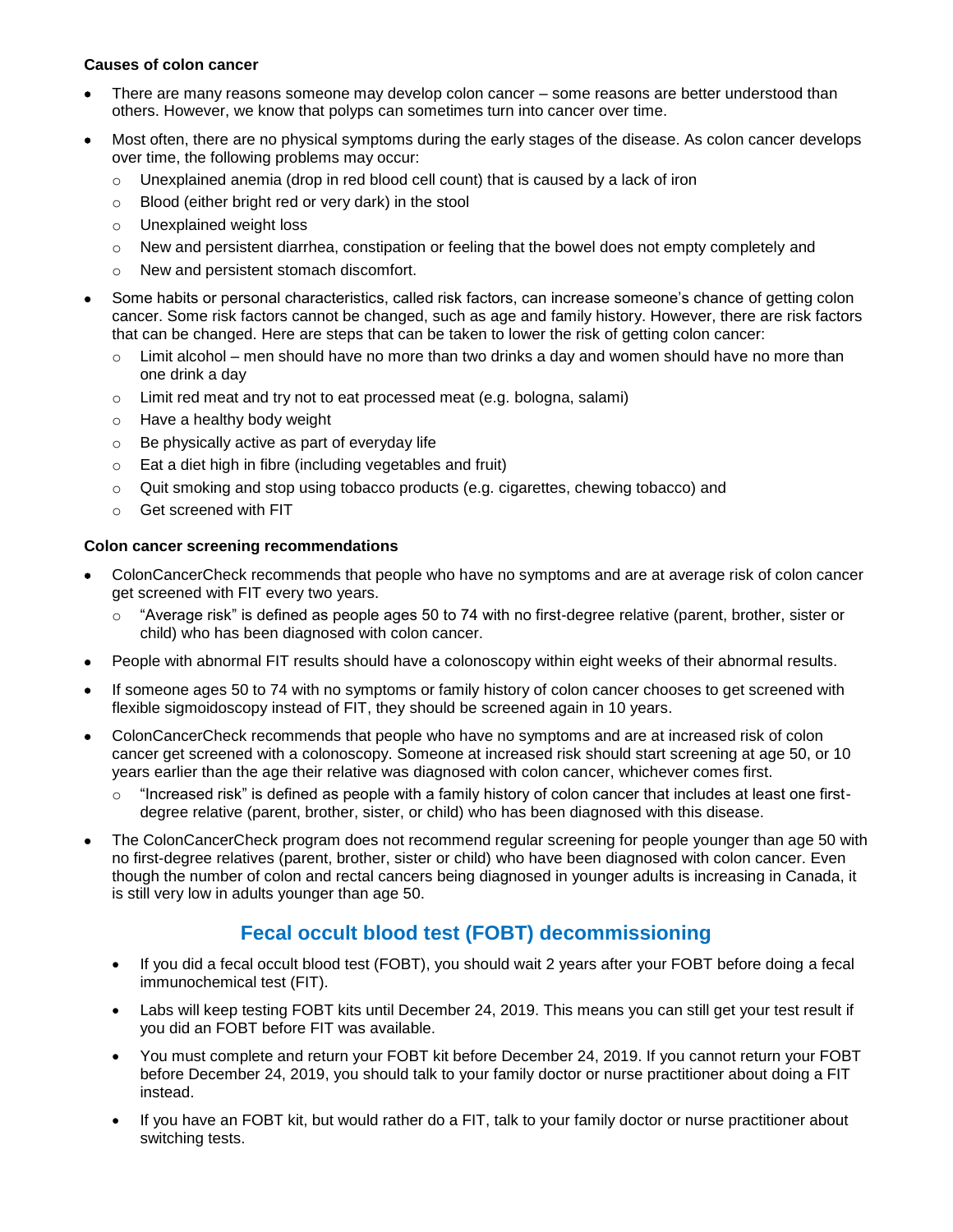**Causes of colon cancer**

- There are many reasons someone may develop colon cancer – some reasons are better understood than others. However, we know that polyps can sometimes turn into cancer over time.
- Most often, there are no physical symptoms during the early stages of the disease. As colon cancer develops over time, the following problems may occur:
  - Unexplained anemia (drop in red blood cell count) that is caused by a lack of iron
  - Blood (either bright red or very dark) in the stool
  - Unexplained weight loss
  - New and persistent diarrhea, constipation or feeling that the bowel does not empty completely and
  - New and persistent stomach discomfort.
- Some habits or personal characteristics, called risk factors, can increase someone's chance of getting colon cancer. Some risk factors cannot be changed, such as age and family history. However, there are risk factors that can be changed. Here are steps that can be taken to lower the risk of getting colon cancer:
  - Limit alcohol – men should have no more than two drinks a day and women should have no more than one drink a day
  - Limit red meat and try not to eat processed meat (e.g. bologna, salami)
  - Have a healthy body weight
  - Be physically active as part of everyday life
  - Eat a diet high in fibre (including vegetables and fruit)
  - Quit smoking and stop using tobacco products (e.g. cigarettes, chewing tobacco) and
  - Get screened with FIT

**Colon cancer screening recommendations**

- ColonCancerCheck recommends that people who have no symptoms and are at average risk of colon cancer get screened with FIT every two years.
  - "Average risk" is defined as people ages 50 to 74 with no first-degree relative (parent, brother, sister or child) who has been diagnosed with colon cancer.
- People with abnormal FIT results should have a colonoscopy within eight weeks of their abnormal results.
- If someone ages 50 to 74 with no symptoms or family history of colon cancer chooses to get screened with flexible sigmoidoscopy instead of FIT, they should be screened again in 10 years.
- ColonCancerCheck recommends that people who have no symptoms and are at increased risk of colon cancer get screened with a colonoscopy. Someone at increased risk should start screening at age 50, or 10 years earlier than the age their relative was diagnosed with colon cancer, whichever comes first.
  - "Increased risk" is defined as people with a family history of colon cancer that includes at least one first-degree relative (parent, brother, sister, or child) who has been diagnosed with this disease.
- The ColonCancerCheck program does not recommend regular screening for people younger than age 50 with no first-degree relatives (parent, brother, sister or child) who have been diagnosed with colon cancer. Even though the number of colon and rectal cancers being diagnosed in younger adults is increasing in Canada, it is still very low in adults younger than age 50.

## Fecal occult blood test (FOBT) decommissioning

- If you did a fecal occult blood test (FOBT), you should wait 2 years after your FOBT before doing a fecal immunochemical test (FIT).
- Labs will keep testing FOBT kits until December 24, 2019. This means you can still get your test result if you did an FOBT before FIT was available.
- You must complete and return your FOBT kit before December 24, 2019. If you cannot return your FOBT before December 24, 2019, you should talk to your family doctor or nurse practitioner about doing a FIT instead.
- If you have an FOBT kit, but would rather do a FIT, talk to your family doctor or nurse practitioner about switching tests.